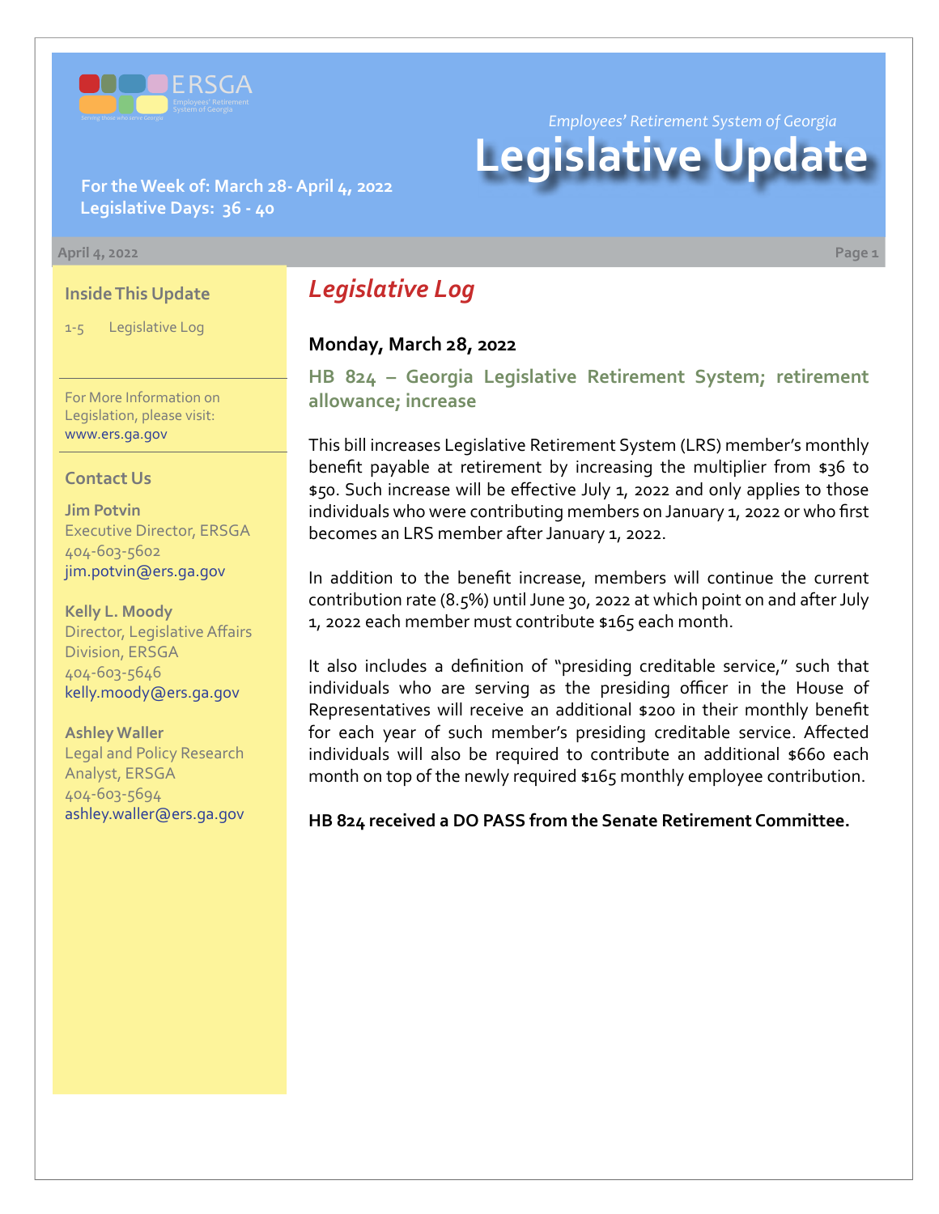*Employees' Retirement System of Georgia*

# Legislative Update

**For the Week of: March 28- April 4, 2022**
**Legislative Days: 36 - 40**

April 4, 2022

### Inside This Update

1-5 Legislative Log

For More Information on Legislation, please visit: www.ers.ga.gov

### Contact Us

**Jim Potvin**
Executive Director, ERSGA
404-603-5602
jim.potvin@ers.ga.gov

**Kelly L. Moody**
Director, Legislative Affairs Division, ERSGA
404-603-5646
kelly.moody@ers.ga.gov

**Ashley Waller**
Legal and Policy Research Analyst, ERSGA
404-603-5694
ashley.waller@ers.ga.gov

## *Legislative Log*

**Monday, March 28, 2022**

### HB 824 – Georgia Legislative Retirement System; retirement allowance; increase

This bill increases Legislative Retirement System (LRS) member's monthly benefit payable at retirement by increasing the multiplier from $36 to $50. Such increase will be effective July 1, 2022 and only applies to those individuals who were contributing members on January 1, 2022 or who first becomes an LRS member after January 1, 2022.

In addition to the benefit increase, members will continue the current contribution rate (8.5%) until June 30, 2022 at which point on and after July 1, 2022 each member must contribute $165 each month.

It also includes a definition of "presiding creditable service," such that individuals who are serving as the presiding officer in the House of Representatives will receive an additional $200 in their monthly benefit for each year of such member's presiding creditable service. Affected individuals will also be required to contribute an additional $660 each month on top of the newly required $165 monthly employee contribution.

**HB 824 received a DO PASS from the Senate Retirement Committee.**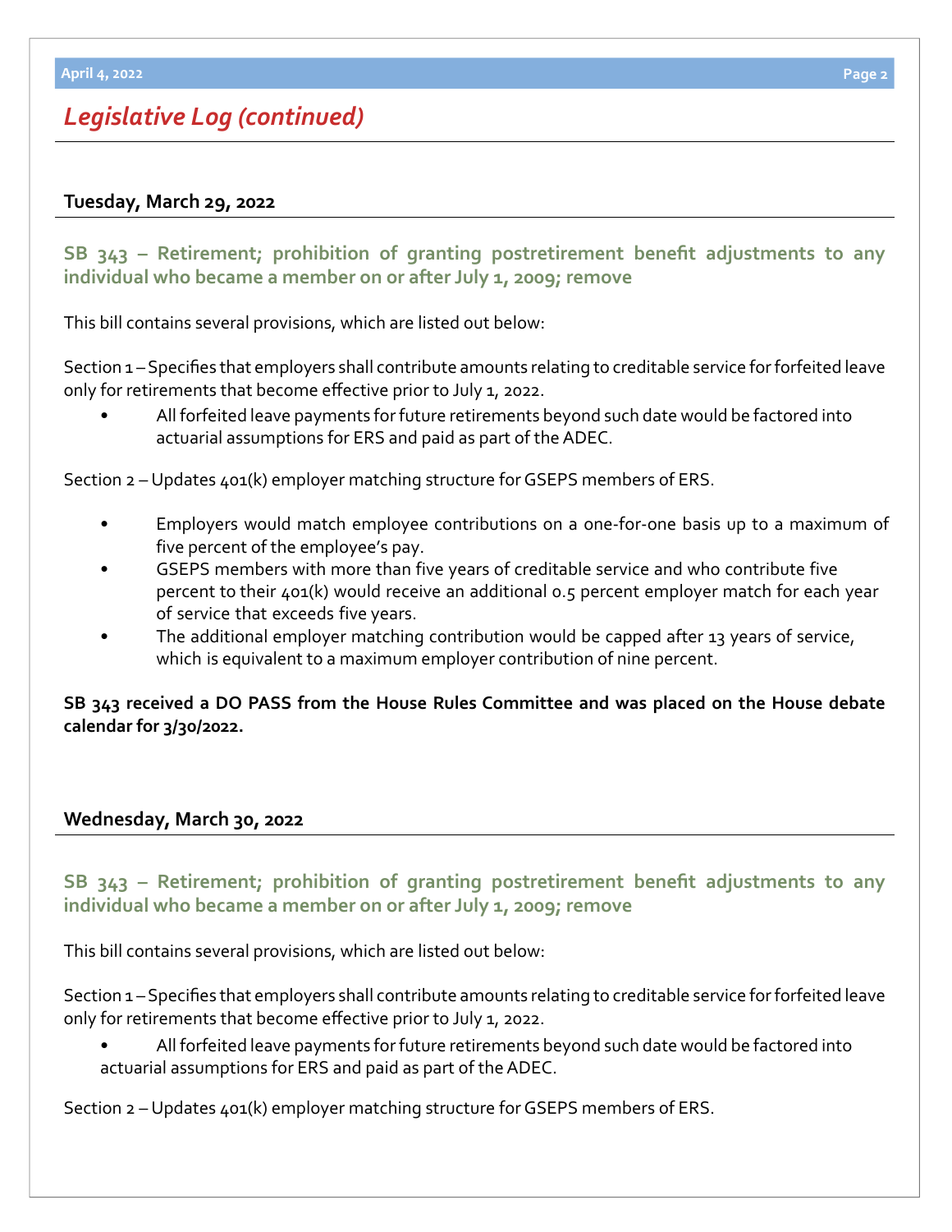## *Legislative Log (continued)*

### Tuesday, March 29, 2022

#### SB 343 – Retirement; prohibition of granting postretirement benefit adjustments to any individual who became a member on or after July 1, 2009; remove

This bill contains several provisions, which are listed out below:

Section 1 – Specifies that employers shall contribute amounts relating to creditable service for forfeited leave only for retirements that become effective prior to July 1, 2022.

- All forfeited leave payments for future retirements beyond such date would be factored into actuarial assumptions for ERS and paid as part of the ADEC.

Section 2 – Updates 401(k) employer matching structure for GSEPS members of ERS.

- Employers would match employee contributions on a one-for-one basis up to a maximum of five percent of the employee's pay.
- GSEPS members with more than five years of creditable service and who contribute five percent to their 401(k) would receive an additional 0.5 percent employer match for each year of service that exceeds five years.
- The additional employer matching contribution would be capped after 13 years of service, which is equivalent to a maximum employer contribution of nine percent.

**SB 343 received a DO PASS from the House Rules Committee and was placed on the House debate calendar for 3/30/2022.**

### Wednesday, March 30, 2022

#### SB 343 – Retirement; prohibition of granting postretirement benefit adjustments to any individual who became a member on or after July 1, 2009; remove

This bill contains several provisions, which are listed out below:

Section 1 – Specifies that employers shall contribute amounts relating to creditable service for forfeited leave only for retirements that become effective prior to July 1, 2022.

- All forfeited leave payments for future retirements beyond such date would be factored into actuarial assumptions for ERS and paid as part of the ADEC.

Section 2 – Updates 401(k) employer matching structure for GSEPS members of ERS.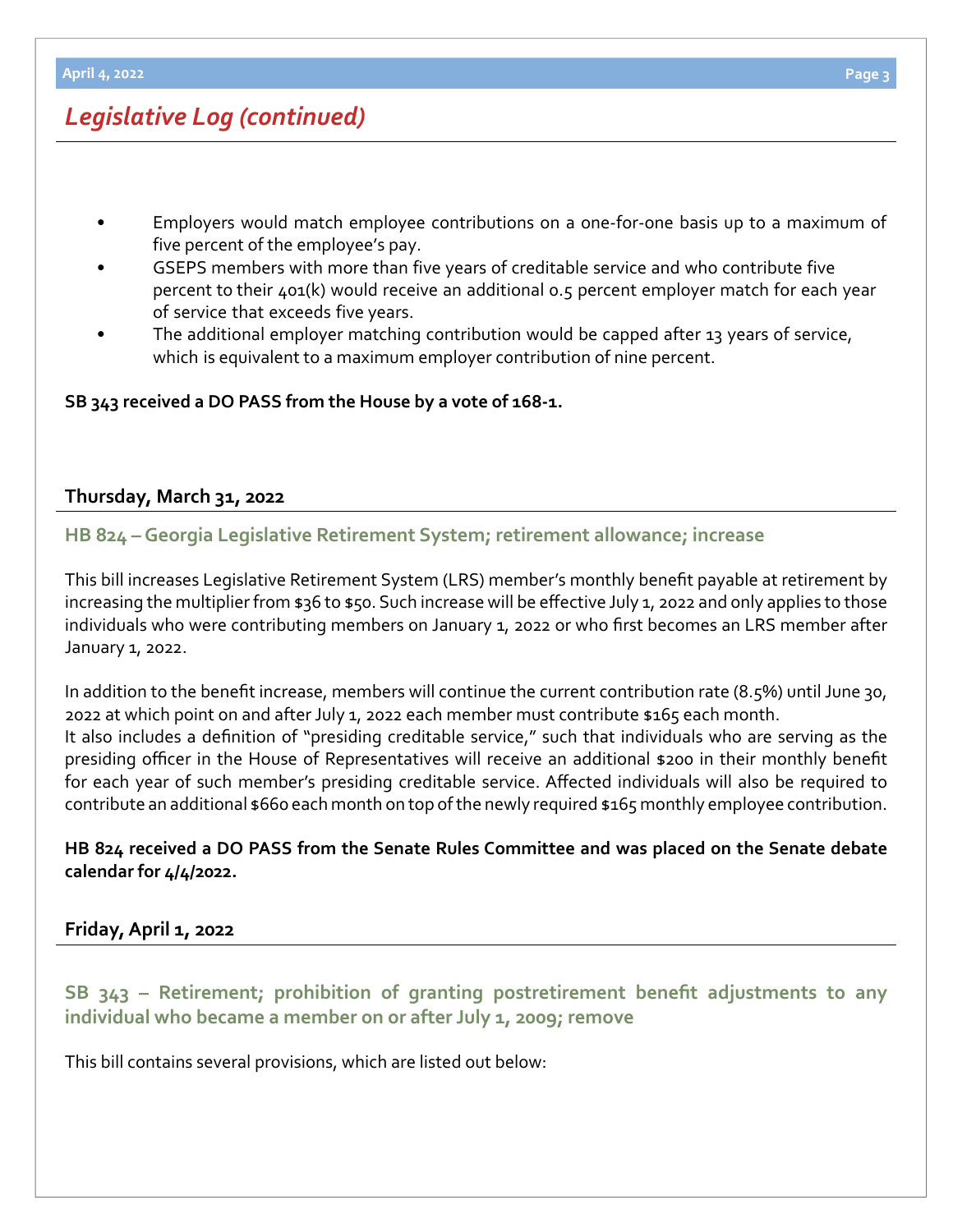## *Legislative Log (continued)*

- Employers would match employee contributions on a one-for-one basis up to a maximum of five percent of the employee's pay.
- GSEPS members with more than five years of creditable service and who contribute five percent to their 401(k) would receive an additional 0.5 percent employer match for each year of service that exceeds five years.
- The additional employer matching contribution would be capped after 13 years of service, which is equivalent to a maximum employer contribution of nine percent.

**SB 343 received a DO PASS from the House by a vote of 168-1.**

### Thursday, March 31, 2022

#### HB 824 – Georgia Legislative Retirement System; retirement allowance; increase

This bill increases Legislative Retirement System (LRS) member's monthly benefit payable at retirement by increasing the multiplier from $36 to $50. Such increase will be effective July 1, 2022 and only applies to those individuals who were contributing members on January 1, 2022 or who first becomes an LRS member after January 1, 2022.

In addition to the benefit increase, members will continue the current contribution rate (8.5%) until June 30, 2022 at which point on and after July 1, 2022 each member must contribute $165 each month.
It also includes a definition of "presiding creditable service," such that individuals who are serving as the presiding officer in the House of Representatives will receive an additional $200 in their monthly benefit for each year of such member's presiding creditable service. Affected individuals will also be required to contribute an additional $660 each month on top of the newly required $165 monthly employee contribution.

**HB 824 received a DO PASS from the Senate Rules Committee and was placed on the Senate debate calendar for 4/4/2022.**

### Friday, April 1, 2022

#### SB 343 – Retirement; prohibition of granting postretirement benefit adjustments to any individual who became a member on or after July 1, 2009; remove

This bill contains several provisions, which are listed out below: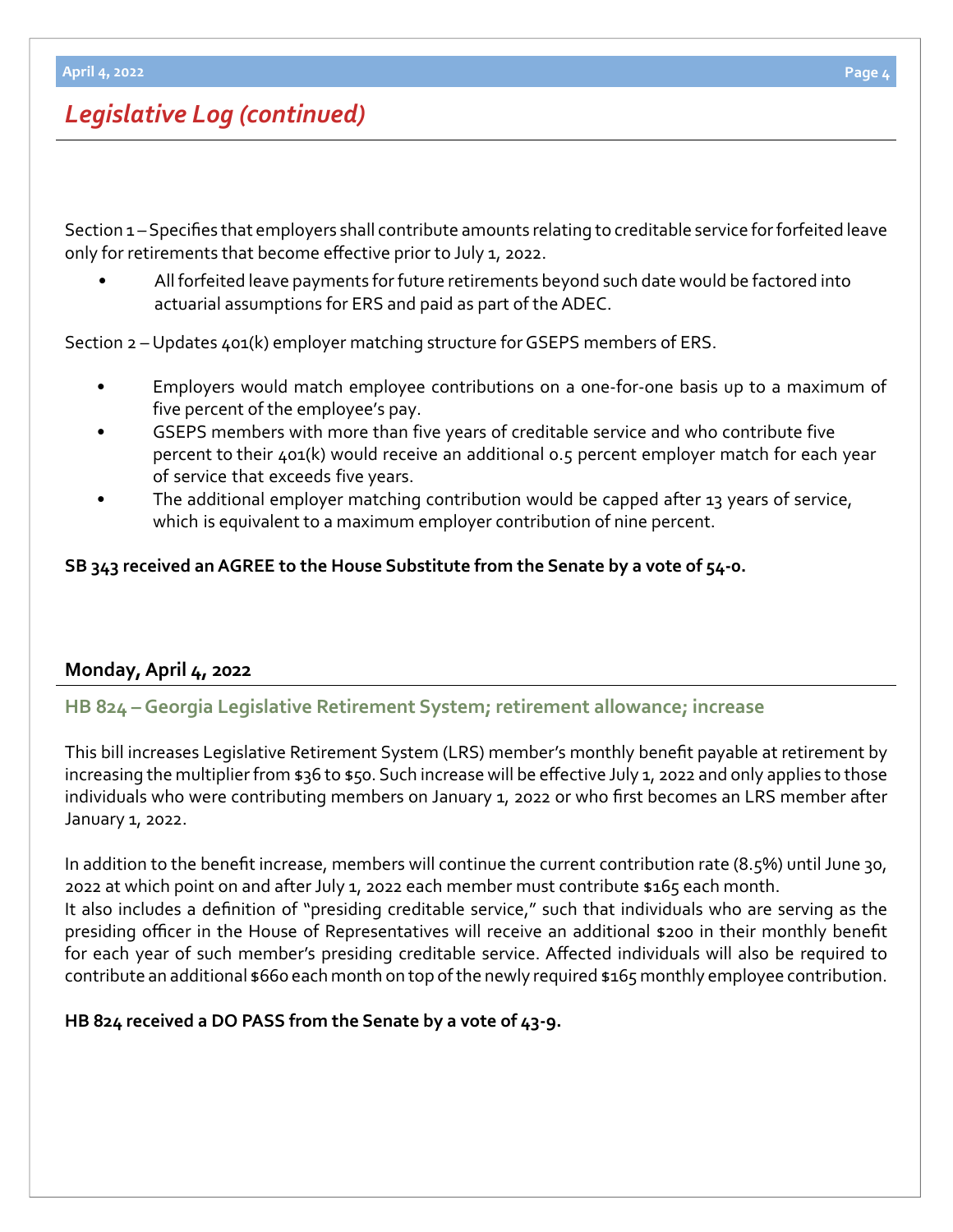## *Legislative Log (continued)*

Section 1 – Specifies that employers shall contribute amounts relating to creditable service for forfeited leave only for retirements that become effective prior to July 1, 2022.

- All forfeited leave payments for future retirements beyond such date would be factored into actuarial assumptions for ERS and paid as part of the ADEC.

Section 2 – Updates 401(k) employer matching structure for GSEPS members of ERS.

- Employers would match employee contributions on a one-for-one basis up to a maximum of five percent of the employee's pay.
- GSEPS members with more than five years of creditable service and who contribute five percent to their 401(k) would receive an additional 0.5 percent employer match for each year of service that exceeds five years.
- The additional employer matching contribution would be capped after 13 years of service, which is equivalent to a maximum employer contribution of nine percent.

**SB 343 received an AGREE to the House Substitute from the Senate by a vote of 54-0.**

### Monday, April 4, 2022

#### HB 824 – Georgia Legislative Retirement System; retirement allowance; increase

This bill increases Legislative Retirement System (LRS) member's monthly benefit payable at retirement by increasing the multiplier from $36 to $50. Such increase will be effective July 1, 2022 and only applies to those individuals who were contributing members on January 1, 2022 or who first becomes an LRS member after January 1, 2022.

In addition to the benefit increase, members will continue the current contribution rate (8.5%) until June 30, 2022 at which point on and after July 1, 2022 each member must contribute $165 each month.
It also includes a definition of "presiding creditable service," such that individuals who are serving as the presiding officer in the House of Representatives will receive an additional $200 in their monthly benefit for each year of such member's presiding creditable service. Affected individuals will also be required to contribute an additional $660 each month on top of the newly required $165 monthly employee contribution.

**HB 824 received a DO PASS from the Senate by a vote of 43-9.**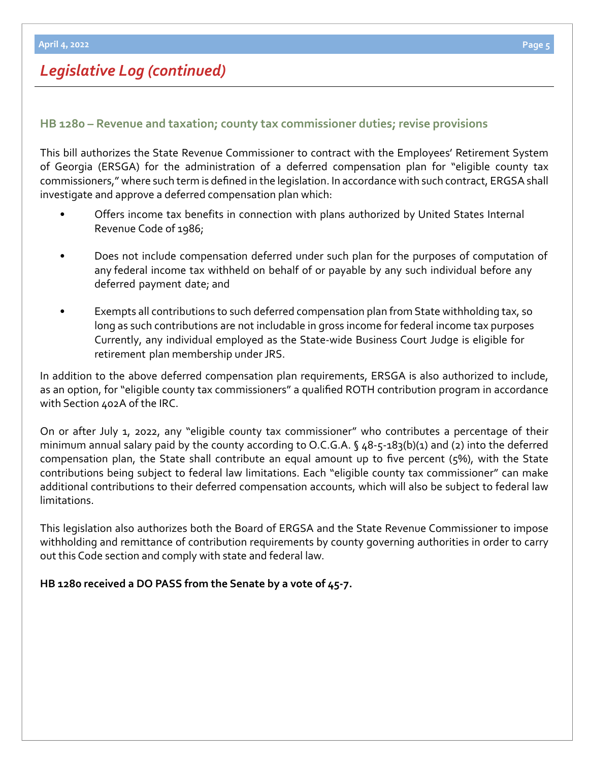## Legislative Log (continued)

### HB 1280 – Revenue and taxation; county tax commissioner duties; revise provisions

This bill authorizes the State Revenue Commissioner to contract with the Employees' Retirement System of Georgia (ERSGA) for the administration of a deferred compensation plan for "eligible county tax commissioners," where such term is defined in the legislation. In accordance with such contract, ERGSA shall investigate and approve a deferred compensation plan which:

- Offers income tax benefits in connection with plans authorized by United States Internal Revenue Code of 1986;
- Does not include compensation deferred under such plan for the purposes of computation of any federal income tax withheld on behalf of or payable by any such individual before any deferred payment date; and
- Exempts all contributions to such deferred compensation plan from State withholding tax, so long as such contributions are not includable in gross income for federal income tax purposes Currently, any individual employed as the State-wide Business Court Judge is eligible for retirement plan membership under JRS.

In addition to the above deferred compensation plan requirements, ERSGA is also authorized to include, as an option, for "eligible county tax commissioners" a qualified ROTH contribution program in accordance with Section 402A of the IRC.

On or after July 1, 2022, any "eligible county tax commissioner" who contributes a percentage of their minimum annual salary paid by the county according to O.C.G.A. § 48-5-183(b)(1) and (2) into the deferred compensation plan, the State shall contribute an equal amount up to five percent (5%), with the State contributions being subject to federal law limitations. Each "eligible county tax commissioner" can make additional contributions to their deferred compensation accounts, which will also be subject to federal law limitations.

This legislation also authorizes both the Board of ERGSA and the State Revenue Commissioner to impose withholding and remittance of contribution requirements by county governing authorities in order to carry out this Code section and comply with state and federal law.

**HB 1280 received a DO PASS from the Senate by a vote of 45-7.**